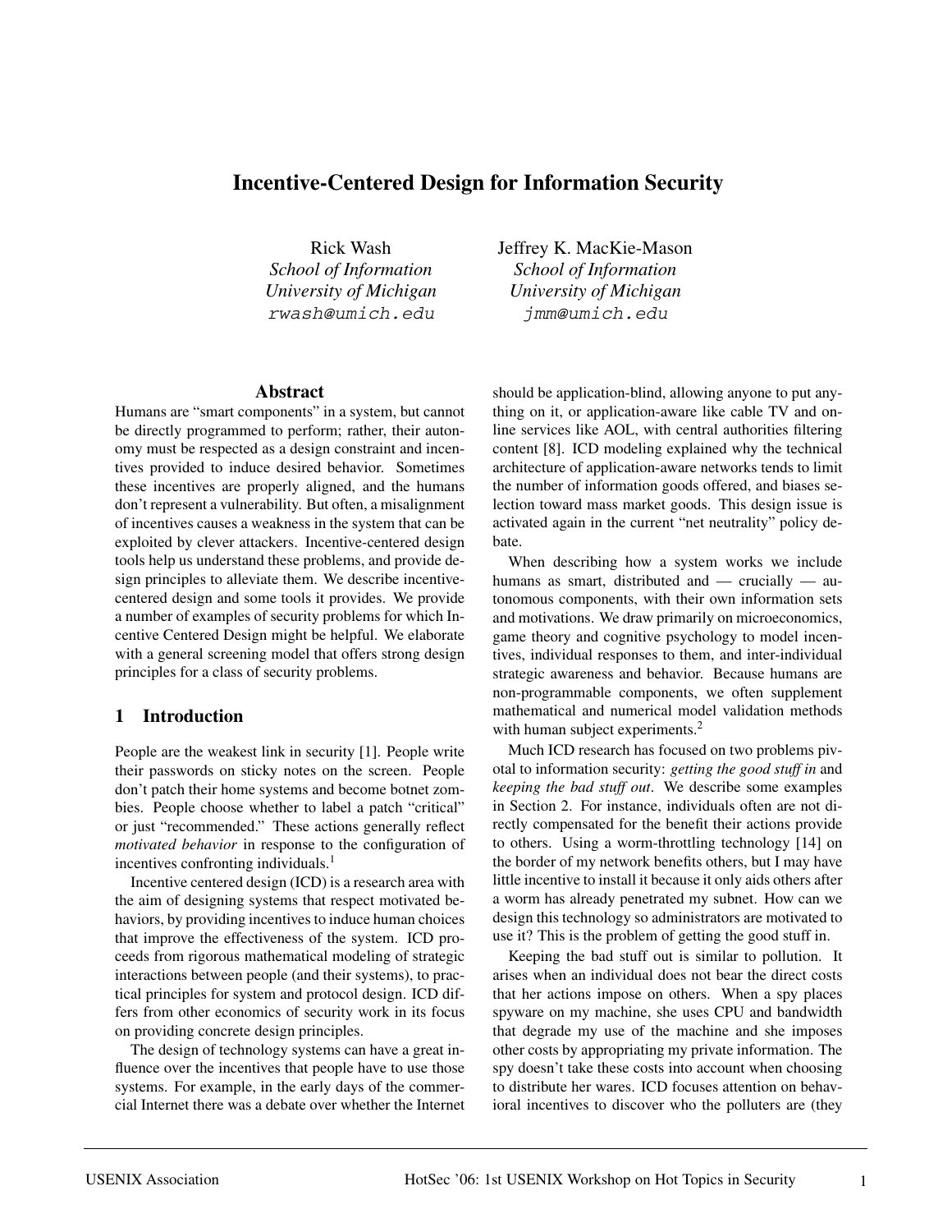# Incentive-Centered Design for Information Security

Rick Wash
*School of Information*
*University of Michigan*
`rwash@umich.edu`

Jeffrey K. MacKie-Mason
*School of Information*
*University of Michigan*
`jmm@umich.edu`

## Abstract

Humans are "smart components" in a system, but cannot be directly programmed to perform; rather, their autonomy must be respected as a design constraint and incentives provided to induce desired behavior. Sometimes these incentives are properly aligned, and the humans don't represent a vulnerability. But often, a misalignment of incentives causes a weakness in the system that can be exploited by clever attackers. Incentive-centered design tools help us understand these problems, and provide design principles to alleviate them. We describe incentive-centered design and some tools it provides. We provide a number of examples of security problems for which Incentive Centered Design might be helpful. We elaborate with a general screening model that offers strong design principles for a class of security problems.

## 1 Introduction

People are the weakest link in security [1]. People write their passwords on sticky notes on the screen. People don't patch their home systems and become botnet zombies. People choose whether to label a patch "critical" or just "recommended." These actions generally reflect *motivated behavior* in response to the configuration of incentives confronting individuals.[1]

Incentive centered design (ICD) is a research area with the aim of designing systems that respect motivated behaviors, by providing incentives to induce human choices that improve the effectiveness of the system. ICD proceeds from rigorous mathematical modeling of strategic interactions between people (and their systems), to practical principles for system and protocol design. ICD differs from other economics of security work in its focus on providing concrete design principles.

The design of technology systems can have a great influence over the incentives that people have to use those systems. For example, in the early days of the commercial Internet there was a debate over whether the Internet should be application-blind, allowing anyone to put anything on it, or application-aware like cable TV and online services like AOL, with central authorities filtering content [8]. ICD modeling explained why the technical architecture of application-aware networks tends to limit the number of information goods offered, and biases selection toward mass market goods. This design issue is activated again in the current "net neutrality" policy debate.

When describing how a system works we include humans as smart, distributed and — crucially — autonomous components, with their own information sets and motivations. We draw primarily on microeconomics, game theory and cognitive psychology to model incentives, individual responses to them, and inter-individual strategic awareness and behavior. Because humans are non-programmable components, we often supplement mathematical and numerical model validation methods with human subject experiments.[2]

Much ICD research has focused on two problems pivotal to information security: *getting the good stuff in* and *keeping the bad stuff out*. We describe some examples in Section 2. For instance, individuals often are not directly compensated for the benefit their actions provide to others. Using a worm-throttling technology [14] on the border of my network benefits others, but I may have little incentive to install it because it only aids others after a worm has already penetrated my subnet. How can we design this technology so administrators are motivated to use it? This is the problem of getting the good stuff in.

Keeping the bad stuff out is similar to pollution. It arises when an individual does not bear the direct costs that her actions impose on others. When a spy places spyware on my machine, she uses CPU and bandwidth that degrade my use of the machine and she imposes other costs by appropriating my private information. The spy doesn't take these costs into account when choosing to distribute her wares. ICD focuses attention on behavioral incentives to discover who the polluters are (they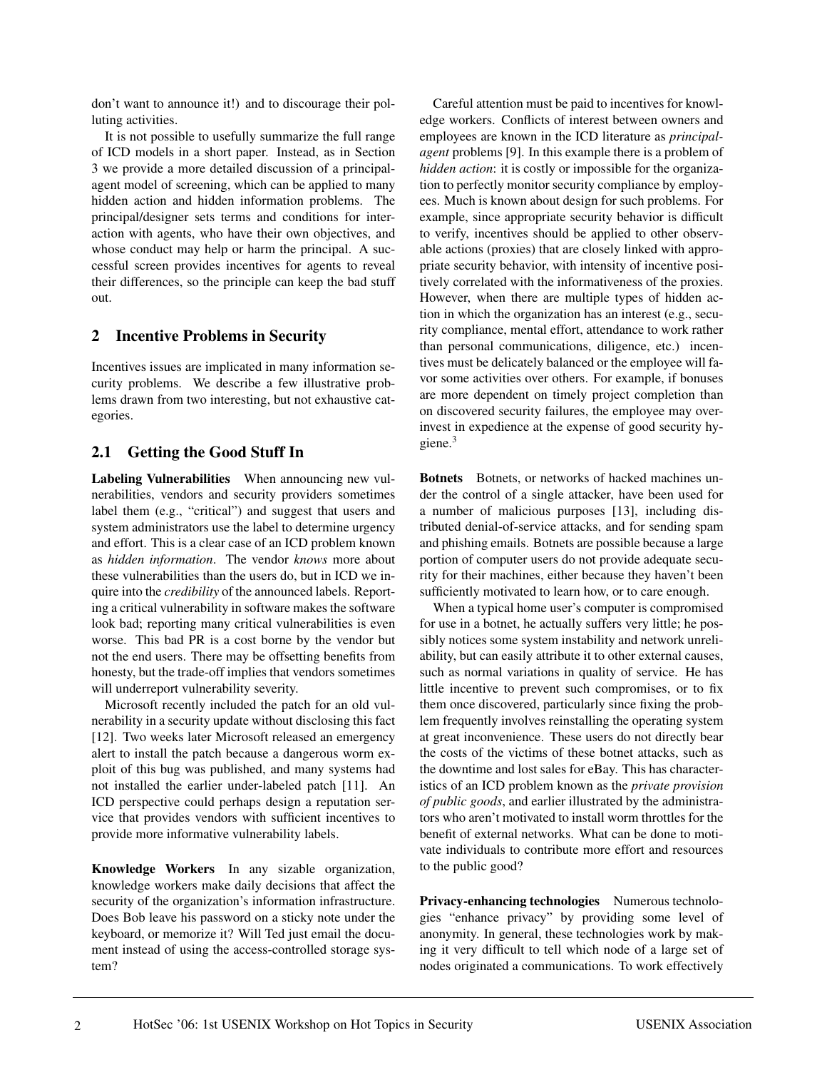don't want to announce it!) and to discourage their polluting activities.

It is not possible to usefully summarize the full range of ICD models in a short paper. Instead, as in Section 3 we provide a more detailed discussion of a principal-agent model of screening, which can be applied to many hidden action and hidden information problems. The principal/designer sets terms and conditions for interaction with agents, who have their own objectives, and whose conduct may help or harm the principal. A successful screen provides incentives for agents to reveal their differences, so the principle can keep the bad stuff out.

## 2 Incentive Problems in Security

Incentives issues are implicated in many information security problems. We describe a few illustrative problems drawn from two interesting, but not exhaustive categories.

### 2.1 Getting the Good Stuff In

**Labeling Vulnerabilities** When announcing new vulnerabilities, vendors and security providers sometimes label them (e.g., "critical") and suggest that users and system administrators use the label to determine urgency and effort. This is a clear case of an ICD problem known as *hidden information*. The vendor *knows* more about these vulnerabilities than the users do, but in ICD we inquire into the *credibility* of the announced labels. Reporting a critical vulnerability in software makes the software look bad; reporting many critical vulnerabilities is even worse. This bad PR is a cost borne by the vendor but not the end users. There may be offsetting benefits from honesty, but the trade-off implies that vendors sometimes will underreport vulnerability severity.

Microsoft recently included the patch for an old vulnerability in a security update without disclosing this fact [12]. Two weeks later Microsoft released an emergency alert to install the patch because a dangerous worm exploit of this bug was published, and many systems had not installed the earlier under-labeled patch [11]. An ICD perspective could perhaps design a reputation service that provides vendors with sufficient incentives to provide more informative vulnerability labels.

**Knowledge Workers** In any sizable organization, knowledge workers make daily decisions that affect the security of the organization's information infrastructure. Does Bob leave his password on a sticky note under the keyboard, or memorize it? Will Ted just email the document instead of using the access-controlled storage system?

Careful attention must be paid to incentives for knowledge workers. Conflicts of interest between owners and employees are known in the ICD literature as *principal-agent* problems [9]. In this example there is a problem of *hidden action*: it is costly or impossible for the organization to perfectly monitor security compliance by employees. Much is known about design for such problems. For example, since appropriate security behavior is difficult to verify, incentives should be applied to other observable actions (proxies) that are closely linked with appropriate security behavior, with intensity of incentive positively correlated with the informativeness of the proxies. However, when there are multiple types of hidden action in which the organization has an interest (e.g., security compliance, mental effort, attendance to work rather than personal communications, diligence, etc.) incentives must be delicately balanced or the employee will favor some activities over others. For example, if bonuses are more dependent on timely project completion than on discovered security failures, the employee may overinvest in expedience at the expense of good security hygiene.[3]

**Botnets** Botnets, or networks of hacked machines under the control of a single attacker, have been used for a number of malicious purposes [13], including distributed denial-of-service attacks, and for sending spam and phishing emails. Botnets are possible because a large portion of computer users do not provide adequate security for their machines, either because they haven't been sufficiently motivated to learn how, or to care enough.

When a typical home user's computer is compromised for use in a botnet, he actually suffers very little; he possibly notices some system instability and network unreliability, but can easily attribute it to other external causes, such as normal variations in quality of service. He has little incentive to prevent such compromises, or to fix them once discovered, particularly since fixing the problem frequently involves reinstalling the operating system at great inconvenience. These users do not directly bear the costs of the victims of these botnet attacks, such as the downtime and lost sales for eBay. This has characteristics of an ICD problem known as the *private provision of public goods*, and earlier illustrated by the administrators who aren't motivated to install worm throttles for the benefit of external networks. What can be done to motivate individuals to contribute more effort and resources to the public good?

**Privacy-enhancing technologies** Numerous technologies "enhance privacy" by providing some level of anonymity. In general, these technologies work by making it very difficult to tell which node of a large set of nodes originated a communications. To work effectively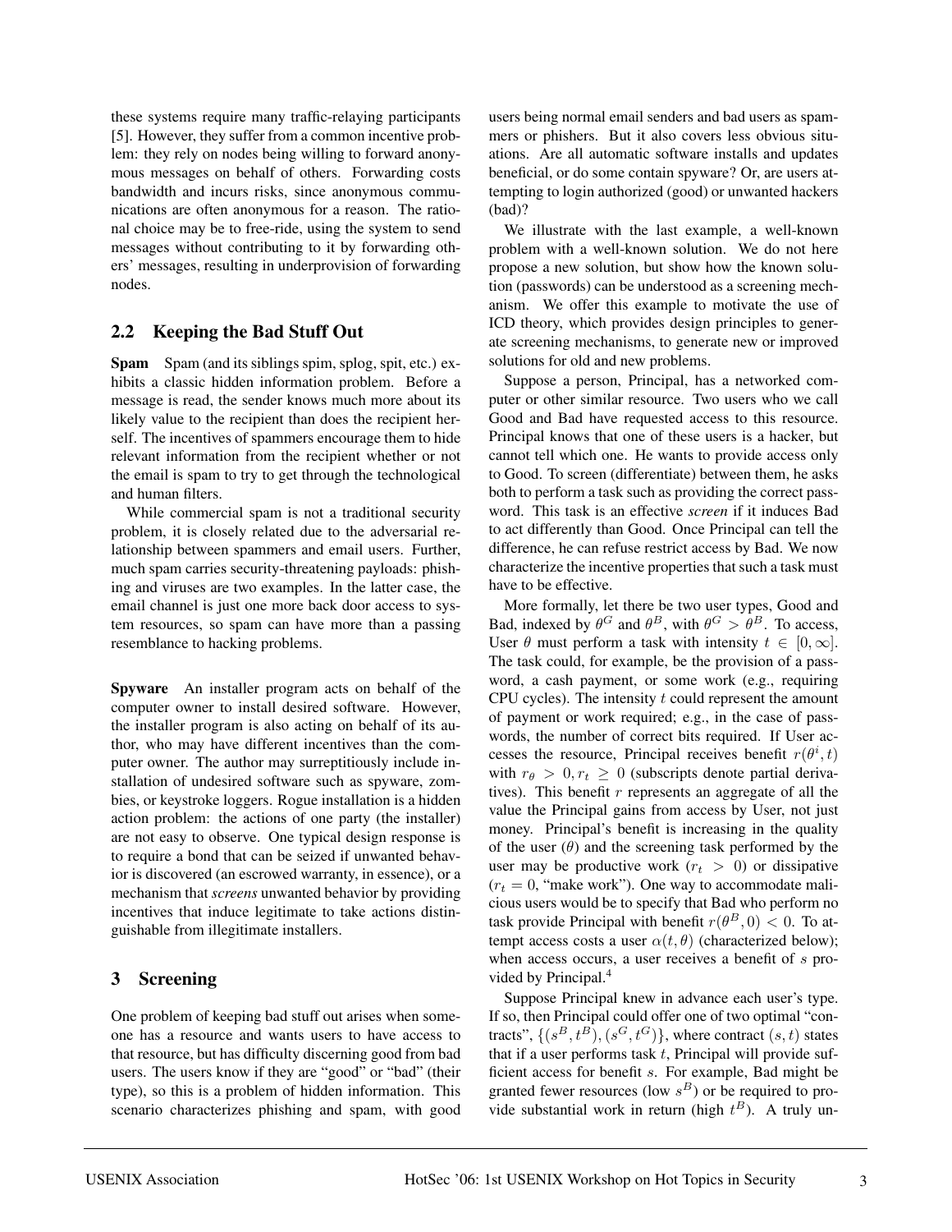these systems require many traffic-relaying participants [5]. However, they suffer from a common incentive problem: they rely on nodes being willing to forward anonymous messages on behalf of others. Forwarding costs bandwidth and incurs risks, since anonymous communications are often anonymous for a reason. The rational choice may be to free-ride, using the system to send messages without contributing to it by forwarding others' messages, resulting in underprovision of forwarding nodes.

## 2.2 Keeping the Bad Stuff Out

**Spam** Spam (and its siblings spim, splog, spit, etc.) exhibits a classic hidden information problem. Before a message is read, the sender knows much more about its likely value to the recipient than does the recipient herself. The incentives of spammers encourage them to hide relevant information from the recipient whether or not the email is spam to try to get through the technological and human filters.

While commercial spam is not a traditional security problem, it is closely related due to the adversarial relationship between spammers and email users. Further, much spam carries security-threatening payloads: phishing and viruses are two examples. In the latter case, the email channel is just one more back door access to system resources, so spam can have more than a passing resemblance to hacking problems.

**Spyware** An installer program acts on behalf of the computer owner to install desired software. However, the installer program is also acting on behalf of its author, who may have different incentives than the computer owner. The author may surreptitiously include installation of undesired software such as spyware, zombies, or keystroke loggers. Rogue installation is a hidden action problem: the actions of one party (the installer) are not easy to observe. One typical design response is to require a bond that can be seized if unwanted behavior is discovered (an escrowed warranty, in essence), or a mechanism that *screens* unwanted behavior by providing incentives that induce legitimate to take actions distinguishable from illegitimate installers.

# 3 Screening

One problem of keeping bad stuff out arises when someone has a resource and wants users to have access to that resource, but has difficulty discerning good from bad users. The users know if they are "good" or "bad" (their type), so this is a problem of hidden information. This scenario characterizes phishing and spam, with good users being normal email senders and bad users as spammers or phishers. But it also covers less obvious situations. Are all automatic software installs and updates beneficial, or do some contain spyware? Or, are users attempting to login authorized (good) or unwanted hackers (bad)?

We illustrate with the last example, a well-known problem with a well-known solution. We do not here propose a new solution, but show how the known solution (passwords) can be understood as a screening mechanism. We offer this example to motivate the use of ICD theory, which provides design principles to generate screening mechanisms, to generate new or improved solutions for old and new problems.

Suppose a person, Principal, has a networked computer or other similar resource. Two users who we call Good and Bad have requested access to this resource. Principal knows that one of these users is a hacker, but cannot tell which one. He wants to provide access only to Good. To screen (differentiate) between them, he asks both to perform a task such as providing the correct password. This task is an effective *screen* if it induces Bad to act differently than Good. Once Principal can tell the difference, he can refuse restrict access by Bad. We now characterize the incentive properties that such a task must have to be effective.

More formally, let there be two user types, Good and Bad, indexed by $\theta^G$ and $\theta^B$, with $\theta^G > \theta^B$. To access, User $\theta$ must perform a task with intensity $t \in [0, \infty]$. The task could, for example, be the provision of a password, a cash payment, or some work (e.g., requiring CPU cycles). The intensity $t$ could represent the amount of payment or work required; e.g., in the case of passwords, the number of correct bits required. If User accesses the resource, Principal receives benefit $r(\theta^i, t)$ with $r_\theta > 0, r_t \geq 0$ (subscripts denote partial derivatives). This benefit $r$ represents an aggregate of all the value the Principal gains from access by User, not just money. Principal's benefit is increasing in the quality of the user ($\theta$) and the screening task performed by the user may be productive work ($r_t > 0$) or dissipative ($r_t = 0$, "make work"). One way to accommodate malicious users would be to specify that Bad who perform no task provide Principal with benefit $r(\theta^B, 0) < 0$. To attempt access costs a user $\alpha(t, \theta)$ (characterized below); when access occurs, a user receives a benefit of $s$ provided by Principal.[4]

Suppose Principal knew in advance each user's type. If so, then Principal could offer one of two optimal "contracts", $\{(s^B, t^B), (s^G, t^G)\}$, where contract $(s, t)$ states that if a user performs task $t$, Principal will provide sufficient access for benefit $s$. For example, Bad might be granted fewer resources (low $s^B$) or be required to provide substantial work in return (high $t^B$). A truly un-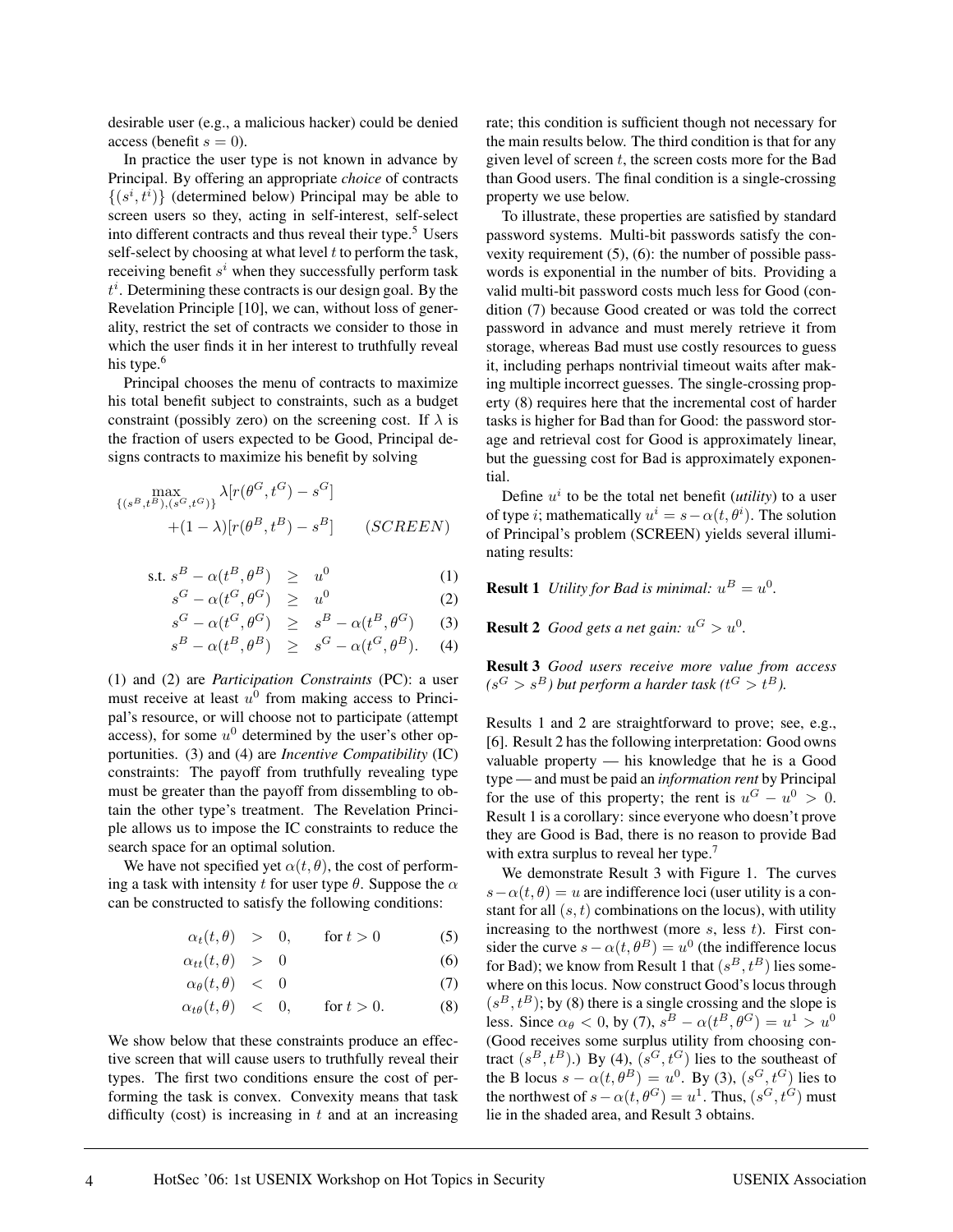desirable user (e.g., a malicious hacker) could be denied access (benefit $s = 0$).

In practice the user type is not known in advance by Principal. By offering an appropriate *choice* of contracts $\{(s^i, t^i)\}$ (determined below) Principal may be able to screen users so they, acting in self-interest, self-select into different contracts and thus reveal their type.[5] Users self-select by choosing at what level $t$ to perform the task, receiving benefit $s^i$ when they successfully perform task $t^i$. Determining these contracts is our design goal. By the Revelation Principle [10], we can, without loss of generality, restrict the set of contracts we consider to those in which the user finds it in her interest to truthfully reveal his type.[6]

Principal chooses the menu of contracts to maximize his total benefit subject to constraints, such as a budget constraint (possibly zero) on the screening cost. If $\lambda$ is the fraction of users expected to be Good, Principal designs contracts to maximize his benefit by solving

$$\max_{\{(s^B,t^B),(s^G,t^G)\}} \lambda[r(\theta^G, t^G) - s^G] + (1-\lambda)[r(\theta^B, t^B) - s^B] \qquad (SCREEN)$$

$$\text{s.t. } s^B - \alpha(t^B, \theta^B) \geq u^0 \qquad (1)$$

$$s^G - \alpha(t^G, \theta^G) \geq u^0 \qquad (2)$$

$$s^G - \alpha(t^G, \theta^G) \geq s^B - \alpha(t^B, \theta^G) \qquad (3)$$

$$s^B - \alpha(t^B, \theta^B) \geq s^G - \alpha(t^G, \theta^B). \qquad (4)$$

(1) and (2) are *Participation Constraints* (PC): a user must receive at least $u^0$ from making access to Principal's resource, or will choose not to participate (attempt access), for some $u^0$ determined by the user's other opportunities. (3) and (4) are *Incentive Compatibility* (IC) constraints: The payoff from truthfully revealing type must be greater than the payoff from dissembling to obtain the other type's treatment. The Revelation Principle allows us to impose the IC constraints to reduce the search space for an optimal solution.

We have not specified yet $\alpha(t, \theta)$, the cost of performing a task with intensity $t$ for user type $\theta$. Suppose the $\alpha$ can be constructed to satisfy the following conditions:

$$\alpha_t(t, \theta) > 0, \qquad \text{for } t > 0 \qquad (5)$$

$$\alpha_{tt}(t, \theta) > 0 \qquad (6)$$

$$\alpha_\theta(t, \theta) < 0 \qquad (7)$$

$$\alpha_{t\theta}(t, \theta) < 0, \qquad \text{for } t > 0. \qquad (8)$$

We show below that these constraints produce an effective screen that will cause users to truthfully reveal their types. The first two conditions ensure the cost of performing the task is convex. Convexity means that task difficulty (cost) is increasing in $t$ and at an increasing rate; this condition is sufficient though not necessary for the main results below. The third condition is that for any given level of screen $t$, the screen costs more for the Bad than Good users. The final condition is a single-crossing property we use below.

To illustrate, these properties are satisfied by standard password systems. Multi-bit passwords satisfy the convexity requirement (5), (6): the number of possible passwords is exponential in the number of bits. Providing a valid multi-bit password costs much less for Good (condition (7) because Good created or was told the correct password in advance and must merely retrieve it from storage, whereas Bad must use costly resources to guess it, including perhaps nontrivial timeout waits after making multiple incorrect guesses. The single-crossing property (8) requires here that the incremental cost of harder tasks is higher for Bad than for Good: the password storage and retrieval cost for Good is approximately linear, but the guessing cost for Bad is approximately exponential.

Define $u^i$ to be the total net benefit (*utility*) to a user of type $i$; mathematically $u^i = s - \alpha(t, \theta^i)$. The solution of Principal's problem (SCREEN) yields several illuminating results:

**Result 1** *Utility for Bad is minimal:* $u^B = u^0$.

**Result 2** *Good gets a net gain:* $u^G > u^0$.

**Result 3** *Good users receive more value from access ($s^G > s^B$) but perform a harder task ($t^G > t^B$).*

Results 1 and 2 are straightforward to prove; see, e.g., [6]. Result 2 has the following interpretation: Good owns valuable property — his knowledge that he is a Good type — and must be paid an *information rent* by Principal for the use of this property; the rent is $u^G - u^0 > 0$. Result 1 is a corollary: since everyone who doesn't prove they are Good is Bad, there is no reason to provide Bad with extra surplus to reveal her type.[7]

We demonstrate Result 3 with Figure 1. The curves $s - \alpha(t, \theta) = u$ are indifference loci (user utility is a constant for all $(s, t)$ combinations on the locus), with utility increasing to the northwest (more $s$, less $t$). First consider the curve $s - \alpha(t, \theta^B) = u^0$ (the indifference locus for Bad); we know from Result 1 that $(s^B, t^B)$ lies somewhere on this locus. Now construct Good's locus through $(s^B, t^B)$; by (8) there is a single crossing and the slope is less. Since $\alpha_\theta < 0$, by (7), $s^B - \alpha(t^B, \theta^G) = u^1 > u^0$ (Good receives some surplus utility from choosing contract $(s^B, t^B)$.) By (4), $(s^G, t^G)$ lies to the southeast of the B locus $s - \alpha(t, \theta^B) = u^0$. By (3), $(s^G, t^G)$ lies to the northwest of $s - \alpha(t, \theta^G) = u^1$. Thus, $(s^G, t^G)$ must lie in the shaded area, and Result 3 obtains.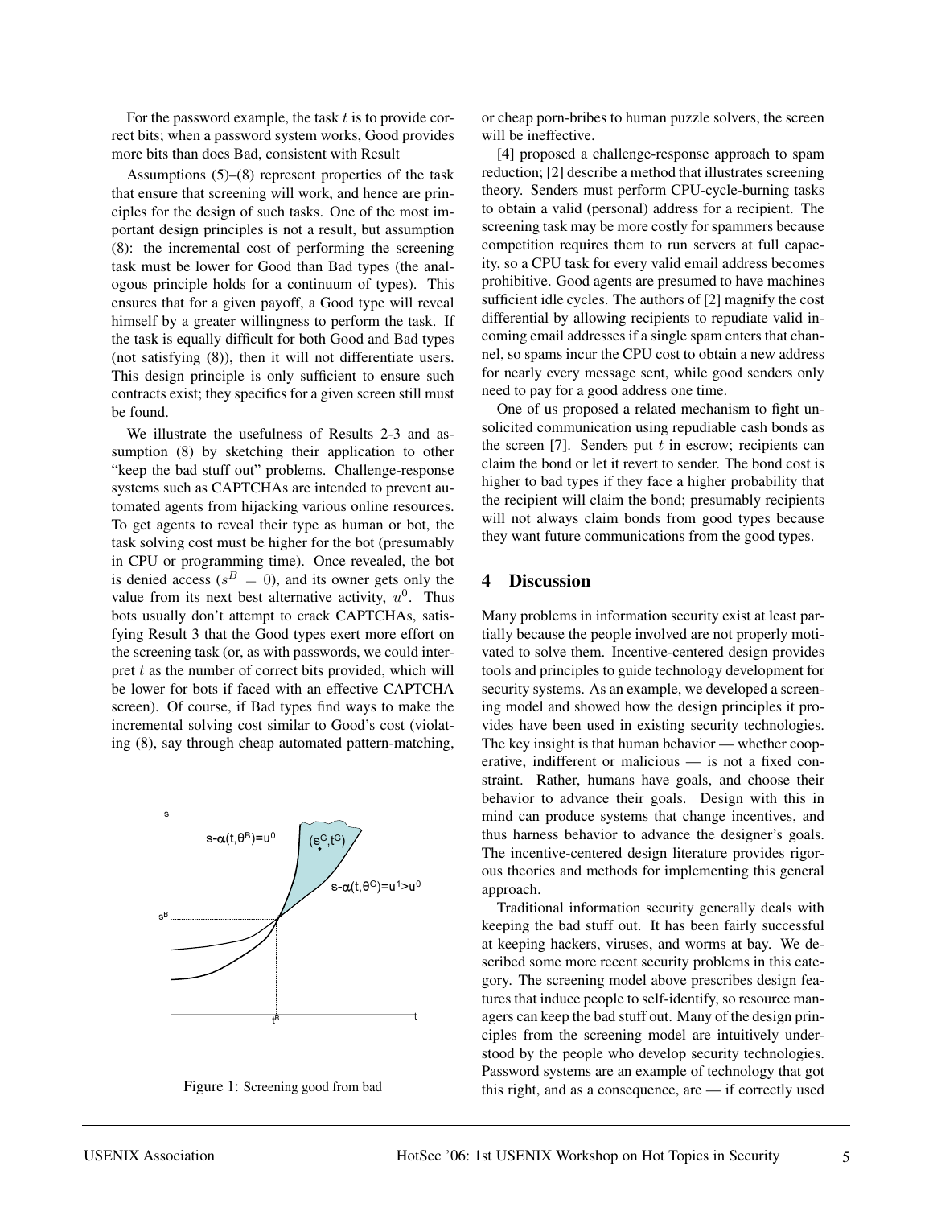For the password example, the task $t$ is to provide correct bits; when a password system works, Good provides more bits than does Bad, consistent with Result

Assumptions (5)–(8) represent properties of the task that ensure that screening will work, and hence are principles for the design of such tasks. One of the most important design principles is not a result, but assumption (8): the incremental cost of performing the screening task must be lower for Good than Bad types (the analogous principle holds for a continuum of types). This ensures that for a given payoff, a Good type will reveal himself by a greater willingness to perform the task. If the task is equally difficult for both Good and Bad types (not satisfying (8)), then it will not differentiate users. This design principle is only sufficient to ensure such contracts exist; they specifics for a given screen still must be found.

We illustrate the usefulness of Results 2-3 and assumption (8) by sketching their application to other "keep the bad stuff out" problems. Challenge-response systems such as CAPTCHAs are intended to prevent automated agents from hijacking various online resources. To get agents to reveal their type as human or bot, the task solving cost must be higher for the bot (presumably in CPU or programming time). Once revealed, the bot is denied access ($s^B = 0$), and its owner gets only the value from its next best alternative activity, $u^0$. Thus bots usually don't attempt to crack CAPTCHAs, satisfying Result 3 that the Good types exert more effort on the screening task (or, as with passwords, we could interpret $t$ as the number of correct bits provided, which will be lower for bots if faced with an effective CAPTCHA screen). Of course, if Bad types find ways to make the incremental solving cost similar to Good's cost (violating (8), say through cheap automated pattern-matching, or cheap porn-bribes to human puzzle solvers, the screen will be ineffective.

Figure 1: Screening good from bad

[4] proposed a challenge-response approach to spam reduction; [2] describe a method that illustrates screening theory. Senders must perform CPU-cycle-burning tasks to obtain a valid (personal) address for a recipient. The screening task may be more costly for spammers because competition requires them to run servers at full capacity, so a CPU task for every valid email address becomes prohibitive. Good agents are presumed to have machines sufficient idle cycles. The authors of [2] magnify the cost differential by allowing recipients to repudiate valid incoming email addresses if a single spam enters that channel, so spams incur the CPU cost to obtain a new address for nearly every message sent, while good senders only need to pay for a good address one time.

One of us proposed a related mechanism to fight unsolicited communication using repudiable cash bonds as the screen [7]. Senders put $t$ in escrow; recipients can claim the bond or let it revert to sender. The bond cost is higher to bad types if they face a higher probability that the recipient will claim the bond; presumably recipients will not always claim bonds from good types because they want future communications from the good types.

## 4 Discussion

Many problems in information security exist at least partially because the people involved are not properly motivated to solve them. Incentive-centered design provides tools and principles to guide technology development for security systems. As an example, we developed a screening model and showed how the design principles it provides have been used in existing security technologies. The key insight is that human behavior — whether cooperative, indifferent or malicious — is not a fixed constraint. Rather, humans have goals, and choose their behavior to advance their goals. Design with this in mind can produce systems that change incentives, and thus harness behavior to advance the designer's goals. The incentive-centered design literature provides rigorous theories and methods for implementing this general approach.

Traditional information security generally deals with keeping the bad stuff out. It has been fairly successful at keeping hackers, viruses, and worms at bay. We described some more recent security problems in this category. The screening model above prescribes design features that induce people to self-identify, so resource managers can keep the bad stuff out. Many of the design principles from the screening model are intuitively understood by the people who develop security technologies. Password systems are an example of technology that got this right, and as a consequence, are — if correctly used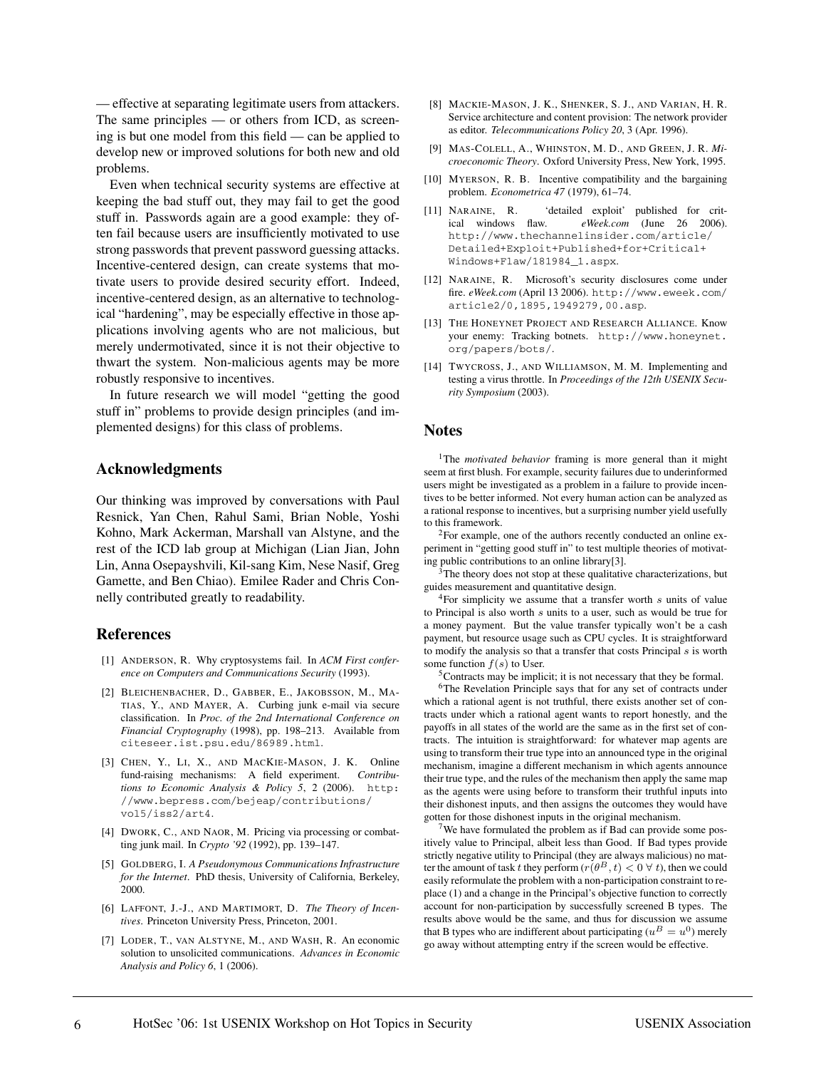— effective at separating legitimate users from attackers. The same principles — or others from ICD, as screening is but one model from this field — can be applied to develop new or improved solutions for both new and old problems.

Even when technical security systems are effective at keeping the bad stuff out, they may fail to get the good stuff in. Passwords again are a good example: they often fail because users are insufficiently motivated to use strong passwords that prevent password guessing attacks. Incentive-centered design, can create systems that motivate users to provide desired security effort. Indeed, incentive-centered design, as an alternative to technological "hardening", may be especially effective in those applications involving agents who are not malicious, but merely undermotivated, since it is not their objective to thwart the system. Non-malicious agents may be more robustly responsive to incentives.

In future research we will model "getting the good stuff in" problems to provide design principles (and implemented designs) for this class of problems.

## Acknowledgments

Our thinking was improved by conversations with Paul Resnick, Yan Chen, Rahul Sami, Brian Noble, Yoshi Kohno, Mark Ackerman, Marshall van Alstyne, and the rest of the ICD lab group at Michigan (Lian Jian, John Lin, Anna Osepayshvili, Kil-sang Kim, Nese Nasif, Greg Gamette, and Ben Chiao). Emilee Rader and Chris Connelly contributed greatly to readability.

## References

[1] ANDERSON, R. Why cryptosystems fail. In *ACM First conference on Computers and Communications Security* (1993).

[2] BLEICHENBACHER, D., GABBER, E., JAKOBSSON, M., MATIAS, Y., AND MAYER, A. Curbing junk e-mail via secure classification. In *Proc. of the 2nd International Conference on Financial Cryptography* (1998), pp. 198–213. Available from citeseer.ist.psu.edu/86989.html.

[3] CHEN, Y., LI, X., AND MACKIE-MASON, J. K. Online fund-raising mechanisms: A field experiment. *Contributions to Economic Analysis & Policy 5*, 2 (2006). http://www.bepress.com/bejeap/contributions/vol5/iss2/art4.

[4] DWORK, C., AND NAOR, M. Pricing via processing or combatting junk mail. In *Crypto '92* (1992), pp. 139–147.

[5] GOLDBERG, I. *A Pseudonymous Communications Infrastructure for the Internet*. PhD thesis, University of California, Berkeley, 2000.

[6] LAFFONT, J.-J., AND MARTIMORT, D. *The Theory of Incentives*. Princeton University Press, Princeton, 2001.

[7] LODER, T., VAN ALSTYNE, M., AND WASH, R. An economic solution to unsolicited communications. *Advances in Economic Analysis and Policy 6*, 1 (2006).

[8] MACKIE-MASON, J. K., SHENKER, S. J., AND VARIAN, H. R. Service architecture and content provision: The network provider as editor. *Telecommunications Policy 20*, 3 (Apr. 1996).

[9] MAS-COLELL, A., WHINSTON, M. D., AND GREEN, J. R. *Microeconomic Theory*. Oxford University Press, New York, 1995.

[10] MYERSON, R. B. Incentive compatibility and the bargaining problem. *Econometrica 47* (1979), 61–74.

[11] NARAINE, R. 'detailed exploit' published for critical windows flaw. *eWeek.com* (June 26 2006). http://www.thechannelinsider.com/article/Detailed+Exploit+Published+for+Critical+Windows+Flaw/181984_1.aspx.

[12] NARAINE, R. Microsoft's security disclosures come under fire. *eWeek.com* (April 13 2006). http://www.eweek.com/article2/0,1895,1949279,00.asp.

[13] THE HONEYNET PROJECT AND RESEARCH ALLIANCE. Know your enemy: Tracking botnets. http://www.honeynet.org/papers/bots/.

[14] TWYCROSS, J., AND WILLIAMSON, M. M. Implementing and testing a virus throttle. In *Proceedings of the 12th USENIX Security Symposium* (2003).

## Notes

[1] The *motivated behavior* framing is more general than it might seem at first blush. For example, security failures due to underinformed users might be investigated as a problem in a failure to provide incentives to be better informed. Not every human action can be analyzed as a rational response to incentives, but a surprising number yield usefully to this framework.

[2] For example, one of the authors recently conducted an online experiment in "getting good stuff in" to test multiple theories of motivating public contributions to an online library[3].

[3] The theory does not stop at these qualitative characterizations, but guides measurement and quantitative design.

[4] For simplicity we assume that a transfer worth $s$ units of value to Principal is also worth $s$ units to a user, such as would be true for a money payment. But the value transfer typically won't be a cash payment, but resource usage such as CPU cycles. It is straightforward to modify the analysis so that a transfer that costs Principal $s$ is worth some function $f(s)$ to User.

[5] Contracts may be implicit; it is not necessary that they be formal.

[6] The Revelation Principle says that for any set of contracts under which a rational agent is not truthful, there exists another set of contracts under which a rational agent wants to report honestly, and the payoffs in all states of the world are the same as in the first set of contracts. The intuition is straightforward: for whatever map agents are using to transform their true type into an announced type in the original mechanism, imagine a different mechanism in which agents announce their true type, and the rules of the mechanism then apply the same map as the agents were using before to transform their truthful inputs into their dishonest inputs, and then assigns the outcomes they would have gotten for those dishonest inputs in the original mechanism.

[7] We have formulated the problem as if Bad can provide some positively value to Principal, albeit less than Good. If Bad types provide strictly negative utility to Principal (they are always malicious) no matter the amount of task $t$ they perform ($r(\theta^B, t) < 0 \; \forall \; t$), then we could easily reformulate the problem with a non-participation constraint to replace (1) and a change in the Principal's objective function to correctly account for non-participation by successfully screened B types. The results above would be the same, and thus for discussion we assume that B types who are indifferent about participating ($u^B = u^0$) merely go away without attempting entry if the screen would be effective.